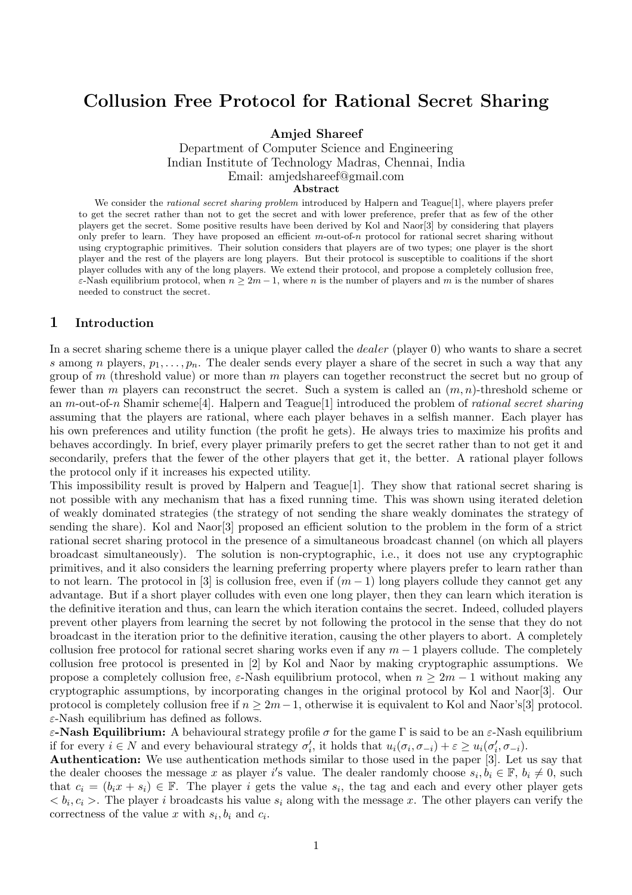# Collusion Free Protocol for Rational Secret Sharing

**Amjed Shareef**
Department of Computer Science and Engineering
Indian Institute of Technology Madras, Chennai, India
Email: amjedshareef@gmail.com

**Abstract**

We consider the *rational secret sharing problem* introduced by Halpern and Teague[1], where players prefer to get the secret rather than not to get the secret and with lower preference, prefer that as few of the other players get the secret. Some positive results have been derived by Kol and Naor[3] by considering that players only prefer to learn. They have proposed an efficient $m$-out-of-$n$ protocol for rational secret sharing without using cryptographic primitives. Their solution considers that players are of two types; one player is the short player and the rest of the players are long players. But their protocol is susceptible to coalitions if the short player colludes with any of the long players. We extend their protocol, and propose a completely collusion free, $\varepsilon$-Nash equilibrium protocol, when $n \geq 2m-1$, where $n$ is the number of players and $m$ is the number of shares needed to construct the secret.

## 1 Introduction

In a secret sharing scheme there is a unique player called the *dealer* (player 0) who wants to share a secret $s$ among $n$ players, $p_1, \ldots, p_n$. The dealer sends every player a share of the secret in such a way that any group of $m$ (threshold value) or more than $m$ players can together reconstruct the secret but no group of fewer than $m$ players can reconstruct the secret. Such a system is called an $(m, n)$-threshold scheme or an $m$-out-of-$n$ Shamir scheme[4]. Halpern and Teague[1] introduced the problem of *rational secret sharing* assuming that the players are rational, where each player behaves in a selfish manner. Each player has his own preferences and utility function (the profit he gets). He always tries to maximize his profits and behaves accordingly. In brief, every player primarily prefers to get the secret rather than to not get it and secondarily, prefers that the fewer of the other players that get it, the better. A rational player follows the protocol only if it increases his expected utility.

This impossibility result is proved by Halpern and Teague[1]. They show that rational secret sharing is not possible with any mechanism that has a fixed running time. This was shown using iterated deletion of weakly dominated strategies (the strategy of not sending the share weakly dominates the strategy of sending the share). Kol and Naor[3] proposed an efficient solution to the problem in the form of a strict rational secret sharing protocol in the presence of a simultaneous broadcast channel (on which all players broadcast simultaneously). The solution is non-cryptographic, i.e., it does not use any cryptographic primitives, and it also considers the learning preferring property where players prefer to learn rather than to not learn. The protocol in [3] is collusion free, even if $(m-1)$ long players collude they cannot get any advantage. But if a short player colludes with even one long player, then they can learn which iteration is the definitive iteration and thus, can learn the which iteration contains the secret. Indeed, colluded players prevent other players from learning the secret by not following the protocol in the sense that they do not broadcast in the iteration prior to the definitive iteration, causing the other players to abort. A completely collusion free protocol for rational secret sharing works even if any $m-1$ players collude. The completely collusion free protocol is presented in [2] by Kol and Naor by making cryptographic assumptions. We propose a completely collusion free, $\varepsilon$-Nash equilibrium protocol, when $n \geq 2m-1$ without making any cryptographic assumptions, by incorporating changes in the original protocol by Kol and Naor[3]. Our protocol is completely collusion free if $n \geq 2m-1$, otherwise it is equivalent to Kol and Naor's[3] protocol. $\varepsilon$-Nash equilibrium has defined as follows.

**$\varepsilon$-Nash Equilibrium:** A behavioural strategy profile $\sigma$ for the game $\Gamma$ is said to be an $\varepsilon$-Nash equilibrium if for every $i \in N$ and every behavioural strategy $\sigma'_i$, it holds that $u_i(\sigma_i, \sigma_{-i}) + \varepsilon \geq u_i(\sigma'_i, \sigma_{-i})$.

**Authentication:** We use authentication methods similar to those used in the paper [3]. Let us say that the dealer chooses the message $x$ as player $i$'s value. The dealer randomly choose $s_i, b_i \in \mathbb{F}$, $b_i \neq 0$, such that $c_i = (b_i x + s_i) \in \mathbb{F}$. The player $i$ gets the value $s_i$, the tag and each and every other player gets $< b_i, c_i >$. The player $i$ broadcasts his value $s_i$ along with the message $x$. The other players can verify the correctness of the value $x$ with $s_i, b_i$ and $c_i$.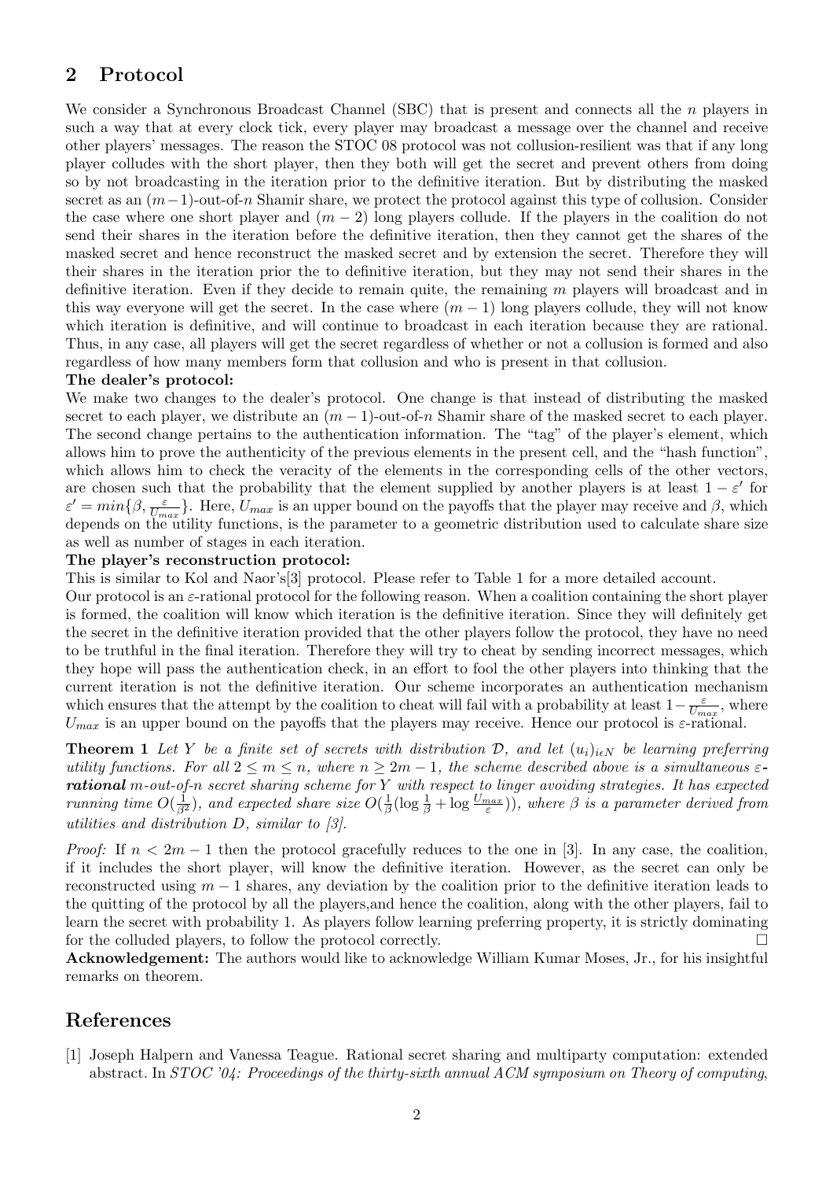## 2 Protocol

We consider a Synchronous Broadcast Channel (SBC) that is present and connects all the $n$ players in such a way that at every clock tick, every player may broadcast a message over the channel and receive other players' messages. The reason the STOC 08 protocol was not collusion-resilient was that if any long player colludes with the short player, then they both will get the secret and prevent others from doing so by not broadcasting in the iteration prior to the definitive iteration. But by distributing the masked secret as an $(m-1)$-out-of-$n$ Shamir share, we protect the protocol against this type of collusion. Consider the case where one short player and $(m-2)$ long players collude. If the players in the coalition do not send their shares in the iteration before the definitive iteration, then they cannot get the shares of the masked secret and hence reconstruct the masked secret and by extension the secret. Therefore they will their shares in the iteration prior the to definitive iteration, but they may not send their shares in the definitive iteration. Even if they decide to remain quite, the remaining $m$ players will broadcast and in this way everyone will get the secret. In the case where $(m-1)$ long players collude, they will not know which iteration is definitive, and will continue to broadcast in each iteration because they are rational. Thus, in any case, all players will get the secret regardless of whether or not a collusion is formed and also regardless of how many members form that collusion and who is present in that collusion.

**The dealer's protocol:**

We make two changes to the dealer's protocol. One change is that instead of distributing the masked secret to each player, we distribute an $(m-1)$-out-of-$n$ Shamir share of the masked secret to each player. The second change pertains to the authentication information. The "tag" of the player's element, which allows him to prove the authenticity of the previous elements in the present cell, and the "hash function", which allows him to check the veracity of the elements in the corresponding cells of the other vectors, are chosen such that the probability that the element supplied by another players is at least $1-\varepsilon'$ for $\varepsilon' = min\{\beta, \frac{\varepsilon}{U_{max}}\}$. Here, $U_{max}$ is an upper bound on the payoffs that the player may receive and $\beta$, which depends on the utility functions, is the parameter to a geometric distribution used to calculate share size as well as number of stages in each iteration.

**The player's reconstruction protocol:**

This is similar to Kol and Naor's[3] protocol. Please refer to Table 1 for a more detailed account.

Our protocol is an $\varepsilon$-rational protocol for the following reason. When a coalition containing the short player is formed, the coalition will know which iteration is the definitive iteration. Since they will definitely get the secret in the definitive iteration provided that the other players follow the protocol, they have no need to be truthful in the final iteration. Therefore they will try to cheat by sending incorrect messages, which they hope will pass the authentication check, in an effort to fool the other players into thinking that the current iteration is not the definitive iteration. Our scheme incorporates an authentication mechanism which ensures that the attempt by the coalition to cheat will fail with a probability at least $1-\frac{\varepsilon}{U_{max}}$, where $U_{max}$ is an upper bound on the payoffs that the players may receive. Hence our protocol is $\varepsilon$-rational.

**Theorem 1** *Let $Y$ be a finite set of secrets with distribution $\mathcal{D}$, and let $(u_i)_{i\epsilon N}$ be learning preferring utility functions. For all $2 \leq m \leq n$, where $n \geq 2m-1$, the scheme described above is a simultaneous* ***$\varepsilon$-rational*** *$m$-out-of-$n$ secret sharing scheme for $Y$ with respect to linger avoiding strategies. It has expected running time $O(\frac{1}{\beta^2})$, and expected share size $O(\frac{1}{\beta}(\log\frac{1}{\beta} + \log\frac{U_{max}}{\varepsilon}))$, where $\beta$ is a parameter derived from utilities and distribution $D$, similar to [3].*

*Proof:* If $n < 2m-1$ then the protocol gracefully reduces to the one in [3]. In any case, the coalition, if it includes the short player, will know the definitive iteration. However, as the secret can only be reconstructed using $m-1$ shares, any deviation by the coalition prior to the definitive iteration leads to the quitting of the protocol by all the players,and hence the coalition, along with the other players, fail to learn the secret with probability 1. As players follow learning preferring property, it is strictly dominating for the colluded players, to follow the protocol correctly. □

**Acknowledgement:** The authors would like to acknowledge William Kumar Moses, Jr., for his insightful remarks on theorem.

## References

[1] Joseph Halpern and Vanessa Teague. Rational secret sharing and multiparty computation: extended abstract. In *STOC '04: Proceedings of the thirty-sixth annual ACM symposium on Theory of computing*,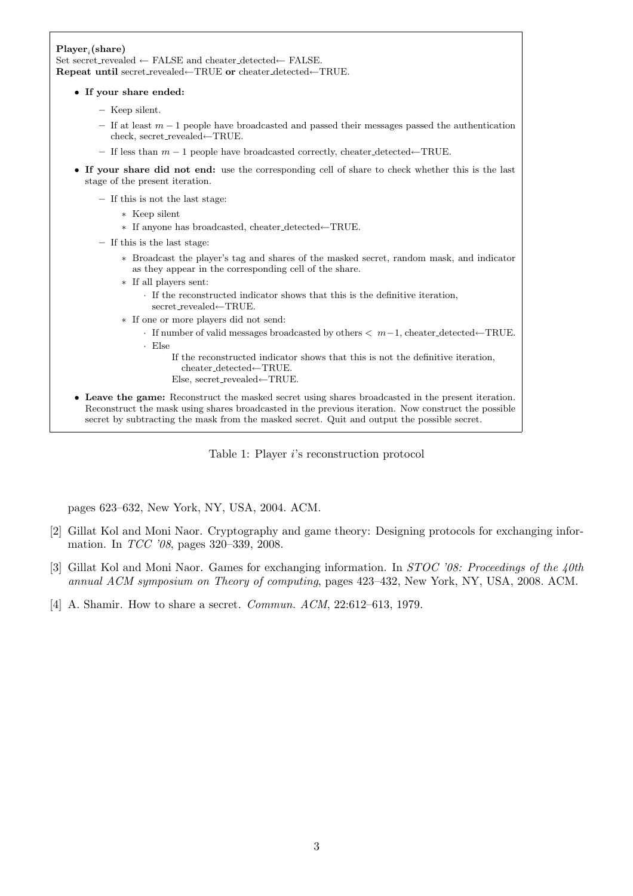**Player$_i$(share)**
Set secret_revealed ← FALSE and cheater_detected← FALSE.
**Repeat until** secret_revealed←TRUE **or** cheater_detected←TRUE.

- **If your share ended:**
  - Keep silent.
  - If at least $m-1$ people have broadcasted and passed their messages passed the authentication check, secret_revealed←TRUE.
  - If less than $m-1$ people have broadcasted correctly, cheater_detected←TRUE.
- **If your share did not end:** use the corresponding cell of share to check whether this is the last stage of the present iteration.
  - If this is not the last stage:
    - Keep silent
    - If anyone has broadcasted, cheater_detected←TRUE.
  - If this is the last stage:
    - Broadcast the player's tag and shares of the masked secret, random mask, and indicator as they appear in the corresponding cell of the share.
    - If all players sent:
      - If the reconstructed indicator shows that this is the definitive iteration, secret_revealed←TRUE.
    - If one or more players did not send:
      - If number of valid messages broadcasted by others $< m-1$, cheater_detected←TRUE.
      - Else

        If the reconstructed indicator shows that this is not the definitive iteration, cheater_detected←TRUE.

        Else, secret_revealed←TRUE.
- **Leave the game:** Reconstruct the masked secret using shares broadcasted in the present iteration. Reconstruct the mask using shares broadcasted in the previous iteration. Now construct the possible secret by subtracting the mask from the masked secret. Quit and output the possible secret.

Table 1: Player $i$'s reconstruction protocol

pages 623–632, New York, NY, USA, 2004. ACM.

[2] Gillat Kol and Moni Naor. Cryptography and game theory: Designing protocols for exchanging information. In *TCC '08*, pages 320–339, 2008.

[3] Gillat Kol and Moni Naor. Games for exchanging information. In *STOC '08: Proceedings of the 40th annual ACM symposium on Theory of computing*, pages 423–432, New York, NY, USA, 2008. ACM.

[4] A. Shamir. How to share a secret. *Commun. ACM*, 22:612–613, 1979.